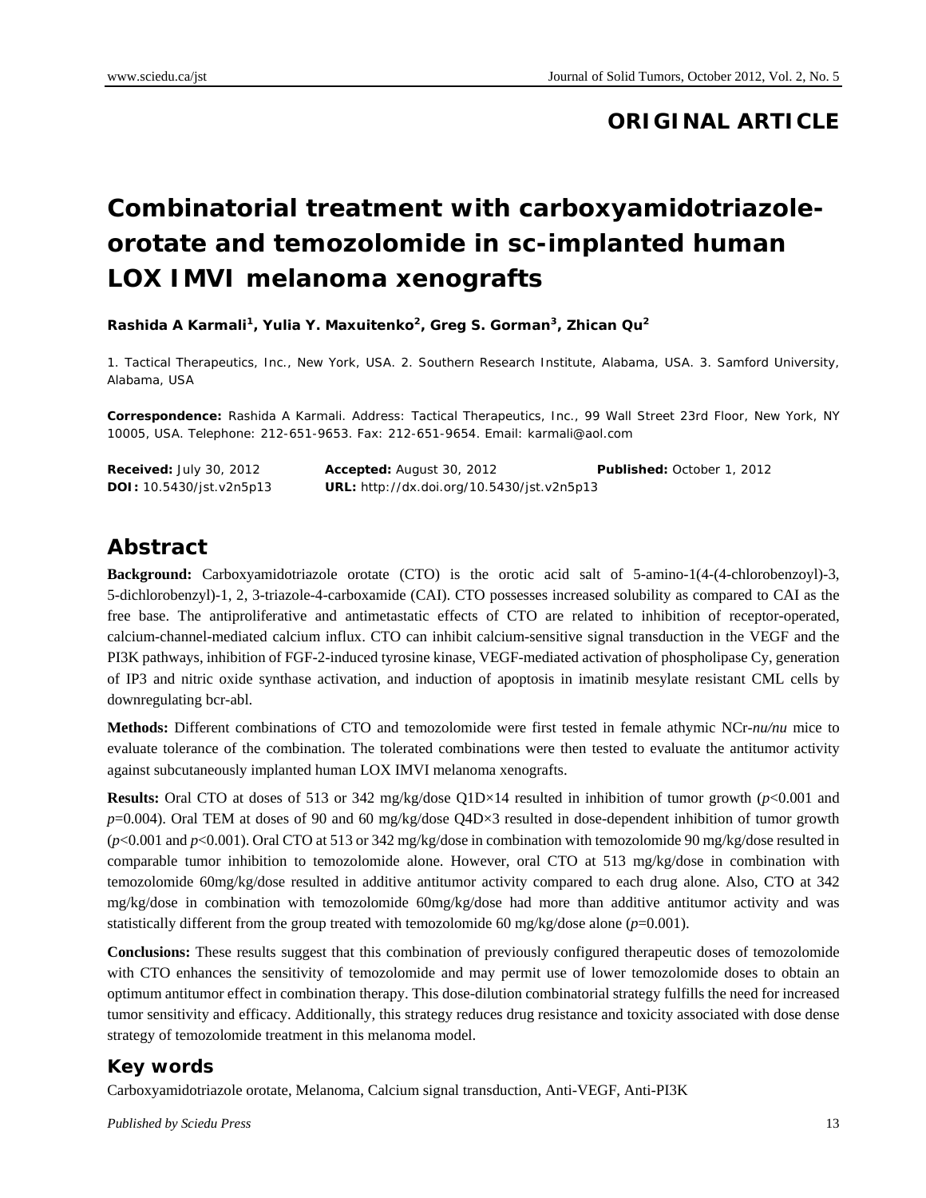**ORIGINAL ARTICLE**

# Combinatorial treatment with carboxyamidotriazole-orotate and temozolomide in sc-implanted human LOX IMVI melanoma xenografts

**Rashida A Karmali[1], Yulia Y. Maxuitenko[2], Greg S. Gorman[3], Zhican Qu[2]**

1. Tactical Therapeutics, Inc., New York, USA. 2. Southern Research Institute, Alabama, USA. 3. Samford University, Alabama, USA

**Correspondence:** Rashida A Karmali. Address: Tactical Therapeutics, Inc., 99 Wall Street 23rd Floor, New York, NY 10005, USA. Telephone: 212-651-9653. Fax: 212-651-9654. Email: karmali@aol.com

**Received:** July 30, 2012 **Accepted:** August 30, 2012 **Published:** October 1, 2012
**DOI:** 10.5430/jst.v2n5p13 **URL:** http://dx.doi.org/10.5430/jst.v2n5p13

## Abstract

**Background:** Carboxyamidotriazole orotate (CTO) is the orotic acid salt of 5-amino-1(4-(4-chlorobenzoyl)-3, 5-dichlorobenzyl)-1, 2, 3-triazole-4-carboxamide (CAI). CTO possesses increased solubility as compared to CAI as the free base. The antiproliferative and antimetastatic effects of CTO are related to inhibition of receptor-operated, calcium-channel-mediated calcium influx. CTO can inhibit calcium-sensitive signal transduction in the VEGF and the PI3K pathways, inhibition of FGF-2-induced tyrosine kinase, VEGF-mediated activation of phospholipase Cγ, generation of IP3 and nitric oxide synthase activation, and induction of apoptosis in imatinib mesylate resistant CML cells by downregulating bcr-abl.

**Methods:** Different combinations of CTO and temozolomide were first tested in female athymic NCr-*nu/nu* mice to evaluate tolerance of the combination. The tolerated combinations were then tested to evaluate the antitumor activity against subcutaneously implanted human LOX IMVI melanoma xenografts.

**Results:** Oral CTO at doses of 513 or 342 mg/kg/dose Q1D×14 resulted in inhibition of tumor growth ($p<0.001$ and $p=0.004$). Oral TEM at doses of 90 and 60 mg/kg/dose Q4D×3 resulted in dose-dependent inhibition of tumor growth ($p<0.001$ and $p<0.001$). Oral CTO at 513 or 342 mg/kg/dose in combination with temozolomide 90 mg/kg/dose resulted in comparable tumor inhibition to temozolomide alone. However, oral CTO at 513 mg/kg/dose in combination with temozolomide 60mg/kg/dose resulted in additive antitumor activity compared to each drug alone. Also, CTO at 342 mg/kg/dose in combination with temozolomide 60mg/kg/dose had more than additive antitumor activity and was statistically different from the group treated with temozolomide 60 mg/kg/dose alone ($p=0.001$).

**Conclusions:** These results suggest that this combination of previously configured therapeutic doses of temozolomide with CTO enhances the sensitivity of temozolomide and may permit use of lower temozolomide doses to obtain an optimum antitumor effect in combination therapy. This dose-dilution combinatorial strategy fulfills the need for increased tumor sensitivity and efficacy. Additionally, this strategy reduces drug resistance and toxicity associated with dose dense strategy of temozolomide treatment in this melanoma model.

## Key words

Carboxyamidotriazole orotate, Melanoma, Calcium signal transduction, Anti-VEGF, Anti-PI3K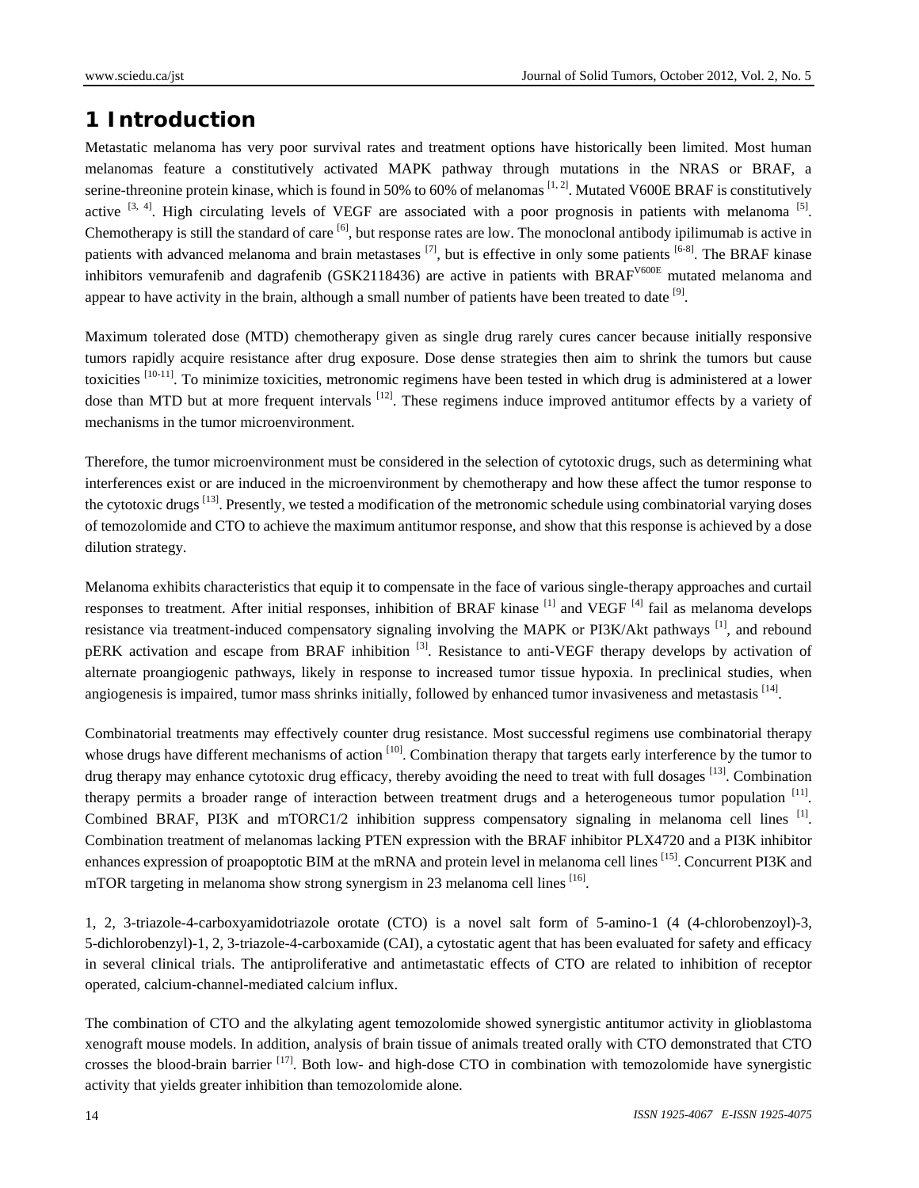# 1 Introduction

Metastatic melanoma has very poor survival rates and treatment options have historically been limited. Most human melanomas feature a constitutively activated MAPK pathway through mutations in the NRAS or BRAF, a serine-threonine protein kinase, which is found in 50% to 60% of melanomas [1, 2]. Mutated V600E BRAF is constitutively active [3, 4]. High circulating levels of VEGF are associated with a poor prognosis in patients with melanoma [5]. Chemotherapy is still the standard of care [6], but response rates are low. The monoclonal antibody ipilimumab is active in patients with advanced melanoma and brain metastases [7], but is effective in only some patients [6-8]. The BRAF kinase inhibitors vemurafenib and dagrafenib (GSK2118436) are active in patients with $BRAF^{V600E}$ mutated melanoma and appear to have activity in the brain, although a small number of patients have been treated to date [9].

Maximum tolerated dose (MTD) chemotherapy given as single drug rarely cures cancer because initially responsive tumors rapidly acquire resistance after drug exposure. Dose dense strategies then aim to shrink the tumors but cause toxicities [10-11]. To minimize toxicities, metronomic regimens have been tested in which drug is administered at a lower dose than MTD but at more frequent intervals [12]. These regimens induce improved antitumor effects by a variety of mechanisms in the tumor microenvironment.

Therefore, the tumor microenvironment must be considered in the selection of cytotoxic drugs, such as determining what interferences exist or are induced in the microenvironment by chemotherapy and how these affect the tumor response to the cytotoxic drugs [13]. Presently, we tested a modification of the metronomic schedule using combinatorial varying doses of temozolomide and CTO to achieve the maximum antitumor response, and show that this response is achieved by a dose dilution strategy.

Melanoma exhibits characteristics that equip it to compensate in the face of various single-therapy approaches and curtail responses to treatment. After initial responses, inhibition of BRAF kinase [1] and VEGF [4] fail as melanoma develops resistance via treatment-induced compensatory signaling involving the MAPK or PI3K/Akt pathways [1], and rebound pERK activation and escape from BRAF inhibition [3]. Resistance to anti-VEGF therapy develops by activation of alternate proangiogenic pathways, likely in response to increased tumor tissue hypoxia. In preclinical studies, when angiogenesis is impaired, tumor mass shrinks initially, followed by enhanced tumor invasiveness and metastasis [14].

Combinatorial treatments may effectively counter drug resistance. Most successful regimens use combinatorial therapy whose drugs have different mechanisms of action [10]. Combination therapy that targets early interference by the tumor to drug therapy may enhance cytotoxic drug efficacy, thereby avoiding the need to treat with full dosages [13]. Combination therapy permits a broader range of interaction between treatment drugs and a heterogeneous tumor population [11]. Combined BRAF, PI3K and mTORC1/2 inhibition suppress compensatory signaling in melanoma cell lines [1]. Combination treatment of melanomas lacking PTEN expression with the BRAF inhibitor PLX4720 and a PI3K inhibitor enhances expression of proapoptotic BIM at the mRNA and protein level in melanoma cell lines [15]. Concurrent PI3K and mTOR targeting in melanoma show strong synergism in 23 melanoma cell lines [16].

1, 2, 3-triazole-4-carboxyamidotriazole orotate (CTO) is a novel salt form of 5-amino-1 (4 (4-chlorobenzoyl)-3, 5-dichlorobenzyl)-1, 2, 3-triazole-4-carboxamide (CAI), a cytostatic agent that has been evaluated for safety and efficacy in several clinical trials. The antiproliferative and antimetastatic effects of CTO are related to inhibition of receptor operated, calcium-channel-mediated calcium influx.

The combination of CTO and the alkylating agent temozolomide showed synergistic antitumor activity in glioblastoma xenograft mouse models. In addition, analysis of brain tissue of animals treated orally with CTO demonstrated that CTO crosses the blood-brain barrier [17]. Both low- and high-dose CTO in combination with temozolomide have synergistic activity that yields greater inhibition than temozolomide alone.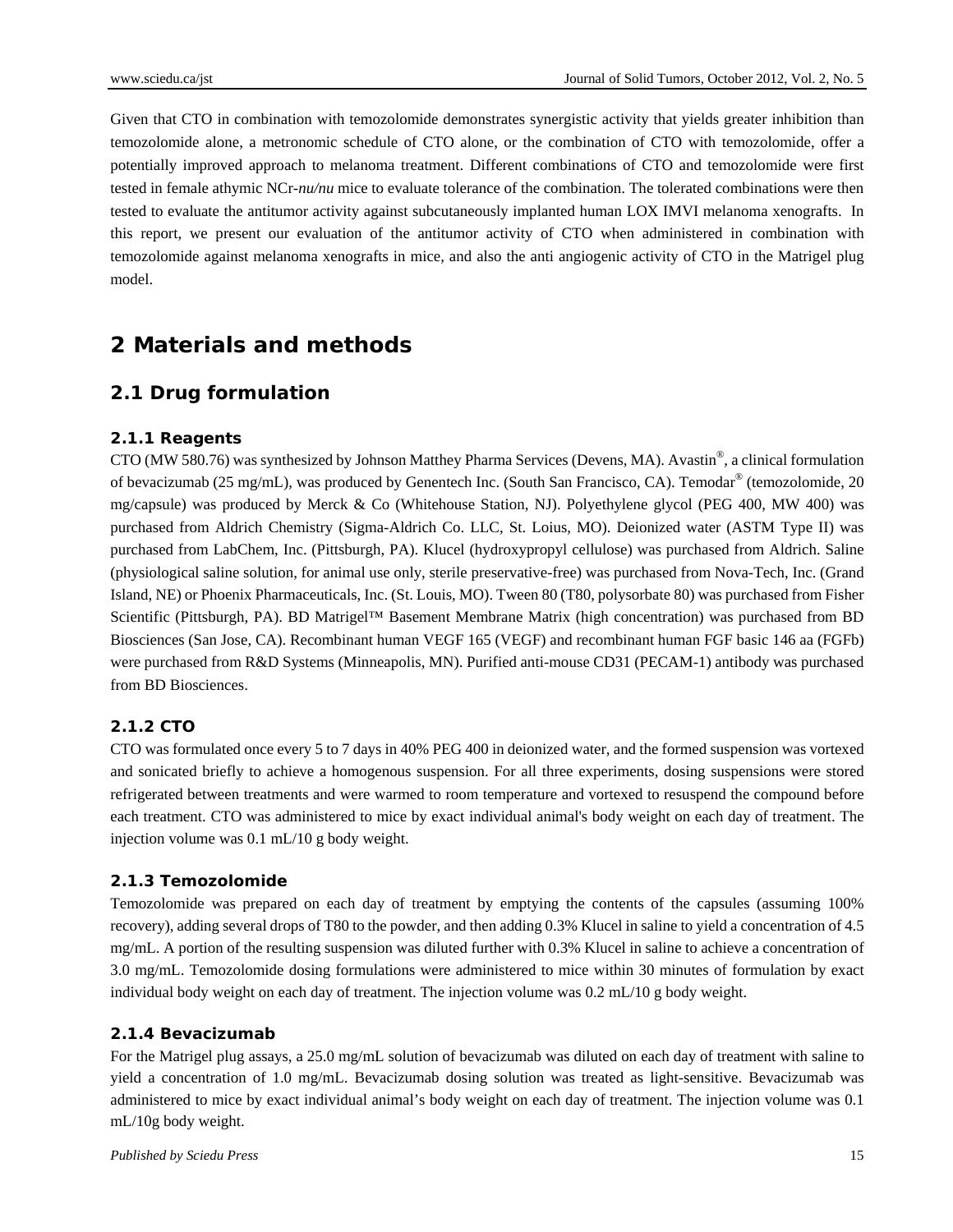Given that CTO in combination with temozolomide demonstrates synergistic activity that yields greater inhibition than temozolomide alone, a metronomic schedule of CTO alone, or the combination of CTO with temozolomide, offer a potentially improved approach to melanoma treatment. Different combinations of CTO and temozolomide were first tested in female athymic NCr-*nu/nu* mice to evaluate tolerance of the combination. The tolerated combinations were then tested to evaluate the antitumor activity against subcutaneously implanted human LOX IMVI melanoma xenografts. In this report, we present our evaluation of the antitumor activity of CTO when administered in combination with temozolomide against melanoma xenografts in mice, and also the anti angiogenic activity of CTO in the Matrigel plug model.

# 2 Materials and methods

## 2.1 Drug formulation

### 2.1.1 Reagents

CTO (MW 580.76) was synthesized by Johnson Matthey Pharma Services (Devens, MA). Avastin®, a clinical formulation of bevacizumab (25 mg/mL), was produced by Genentech Inc. (South San Francisco, CA). Temodar® (temozolomide, 20 mg/capsule) was produced by Merck & Co (Whitehouse Station, NJ). Polyethylene glycol (PEG 400, MW 400) was purchased from Aldrich Chemistry (Sigma-Aldrich Co. LLC, St. Loius, MO). Deionized water (ASTM Type II) was purchased from LabChem, Inc. (Pittsburgh, PA). Klucel (hydroxypropyl cellulose) was purchased from Aldrich. Saline (physiological saline solution, for animal use only, sterile preservative-free) was purchased from Nova-Tech, Inc. (Grand Island, NE) or Phoenix Pharmaceuticals, Inc. (St. Louis, MO). Tween 80 (T80, polysorbate 80) was purchased from Fisher Scientific (Pittsburgh, PA). BD Matrigel™ Basement Membrane Matrix (high concentration) was purchased from BD Biosciences (San Jose, CA). Recombinant human VEGF 165 (VEGF) and recombinant human FGF basic 146 aa (FGFb) were purchased from R&D Systems (Minneapolis, MN). Purified anti-mouse CD31 (PECAM-1) antibody was purchased from BD Biosciences.

### 2.1.2 CTO

CTO was formulated once every 5 to 7 days in 40% PEG 400 in deionized water, and the formed suspension was vortexed and sonicated briefly to achieve a homogenous suspension. For all three experiments, dosing suspensions were stored refrigerated between treatments and were warmed to room temperature and vortexed to resuspend the compound before each treatment. CTO was administered to mice by exact individual animal's body weight on each day of treatment. The injection volume was 0.1 mL/10 g body weight.

### 2.1.3 Temozolomide

Temozolomide was prepared on each day of treatment by emptying the contents of the capsules (assuming 100% recovery), adding several drops of T80 to the powder, and then adding 0.3% Klucel in saline to yield a concentration of 4.5 mg/mL. A portion of the resulting suspension was diluted further with 0.3% Klucel in saline to achieve a concentration of 3.0 mg/mL. Temozolomide dosing formulations were administered to mice within 30 minutes of formulation by exact individual body weight on each day of treatment. The injection volume was 0.2 mL/10 g body weight.

### 2.1.4 Bevacizumab

For the Matrigel plug assays, a 25.0 mg/mL solution of bevacizumab was diluted on each day of treatment with saline to yield a concentration of 1.0 mg/mL. Bevacizumab dosing solution was treated as light-sensitive. Bevacizumab was administered to mice by exact individual animal's body weight on each day of treatment. The injection volume was 0.1 mL/10g body weight.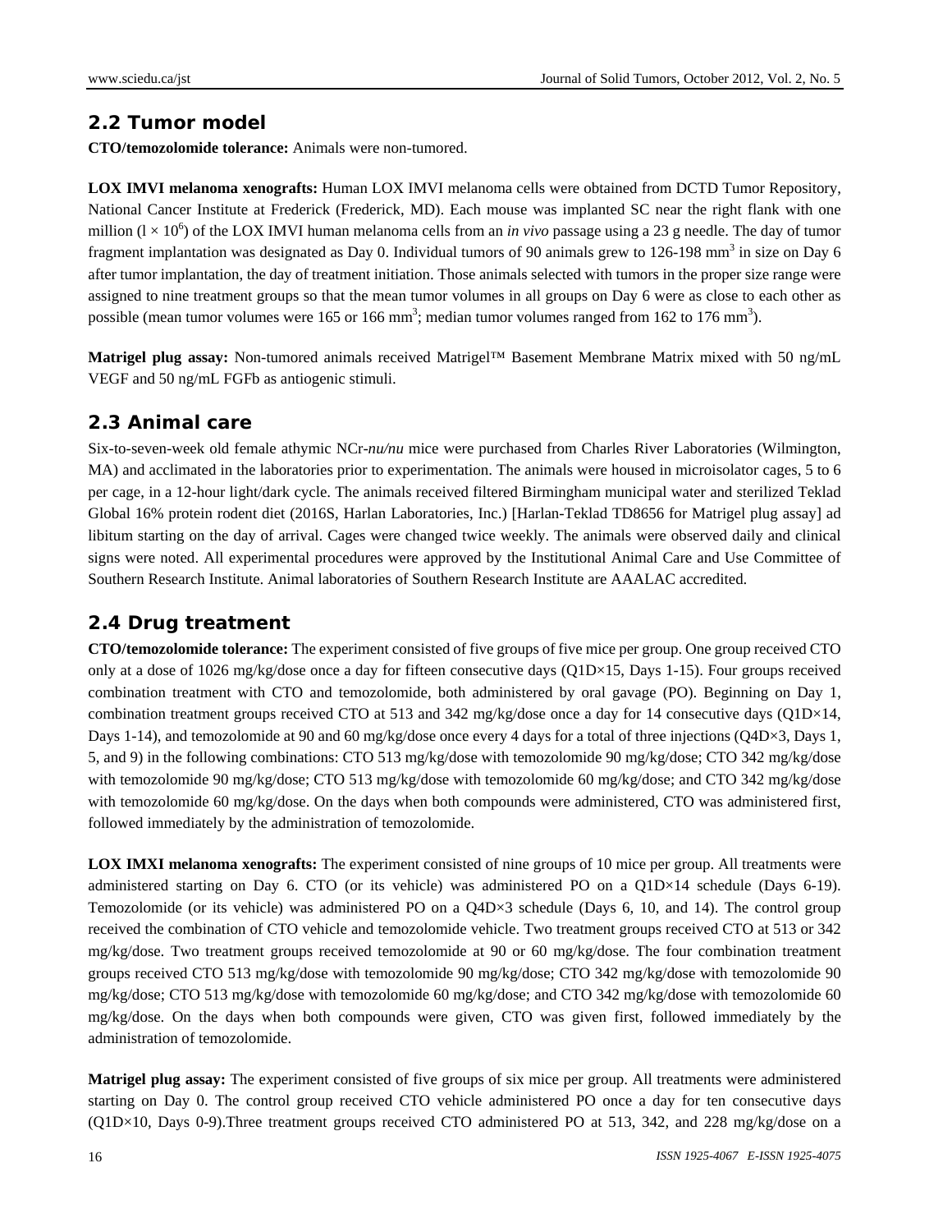## 2.2 Tumor model

**CTO/temozolomide tolerance:** Animals were non-tumored.

**LOX IMVI melanoma xenografts:** Human LOX IMVI melanoma cells were obtained from DCTD Tumor Repository, National Cancer Institute at Frederick (Frederick, MD). Each mouse was implanted SC near the right flank with one million ($l \times 10^6$) of the LOX IMVI human melanoma cells from an *in vivo* passage using a 23 g needle. The day of tumor fragment implantation was designated as Day 0. Individual tumors of 90 animals grew to 126-198 $mm^3$ in size on Day 6 after tumor implantation, the day of treatment initiation. Those animals selected with tumors in the proper size range were assigned to nine treatment groups so that the mean tumor volumes in all groups on Day 6 were as close to each other as possible (mean tumor volumes were 165 or 166 $mm^3$; median tumor volumes ranged from 162 to 176 $mm^3$).

**Matrigel plug assay:** Non-tumored animals received Matrigel™ Basement Membrane Matrix mixed with 50 ng/mL VEGF and 50 ng/mL FGFb as antiogenic stimuli.

## 2.3 Animal care

Six-to-seven-week old female athymic NCr-*nu/nu* mice were purchased from Charles River Laboratories (Wilmington, MA) and acclimated in the laboratories prior to experimentation. The animals were housed in microisolator cages, 5 to 6 per cage, in a 12-hour light/dark cycle. The animals received filtered Birmingham municipal water and sterilized Teklad Global 16% protein rodent diet (2016S, Harlan Laboratories, Inc.) [Harlan-Teklad TD8656 for Matrigel plug assay] ad libitum starting on the day of arrival. Cages were changed twice weekly. The animals were observed daily and clinical signs were noted. All experimental procedures were approved by the Institutional Animal Care and Use Committee of Southern Research Institute. Animal laboratories of Southern Research Institute are AAALAC accredited.

## 2.4 Drug treatment

**CTO/temozolomide tolerance:** The experiment consisted of five groups of five mice per group. One group received CTO only at a dose of 1026 mg/kg/dose once a day for fifteen consecutive days (Q1D×15, Days 1-15). Four groups received combination treatment with CTO and temozolomide, both administered by oral gavage (PO). Beginning on Day 1, combination treatment groups received CTO at 513 and 342 mg/kg/dose once a day for 14 consecutive days (Q1D×14, Days 1-14), and temozolomide at 90 and 60 mg/kg/dose once every 4 days for a total of three injections (Q4D×3, Days 1, 5, and 9) in the following combinations: CTO 513 mg/kg/dose with temozolomide 90 mg/kg/dose; CTO 342 mg/kg/dose with temozolomide 90 mg/kg/dose; CTO 513 mg/kg/dose with temozolomide 60 mg/kg/dose; and CTO 342 mg/kg/dose with temozolomide 60 mg/kg/dose. On the days when both compounds were administered, CTO was administered first, followed immediately by the administration of temozolomide.

**LOX IMXI melanoma xenografts:** The experiment consisted of nine groups of 10 mice per group. All treatments were administered starting on Day 6. CTO (or its vehicle) was administered PO on a Q1D×14 schedule (Days 6-19). Temozolomide (or its vehicle) was administered PO on a Q4D×3 schedule (Days 6, 10, and 14). The control group received the combination of CTO vehicle and temozolomide vehicle. Two treatment groups received CTO at 513 or 342 mg/kg/dose. Two treatment groups received temozolomide at 90 or 60 mg/kg/dose. The four combination treatment groups received CTO 513 mg/kg/dose with temozolomide 90 mg/kg/dose; CTO 342 mg/kg/dose with temozolomide 90 mg/kg/dose; CTO 513 mg/kg/dose with temozolomide 60 mg/kg/dose; and CTO 342 mg/kg/dose with temozolomide 60 mg/kg/dose. On the days when both compounds were given, CTO was given first, followed immediately by the administration of temozolomide.

**Matrigel plug assay:** The experiment consisted of five groups of six mice per group. All treatments were administered starting on Day 0. The control group received CTO vehicle administered PO once a day for ten consecutive days (Q1D×10, Days 0-9).Three treatment groups received CTO administered PO at 513, 342, and 228 mg/kg/dose on a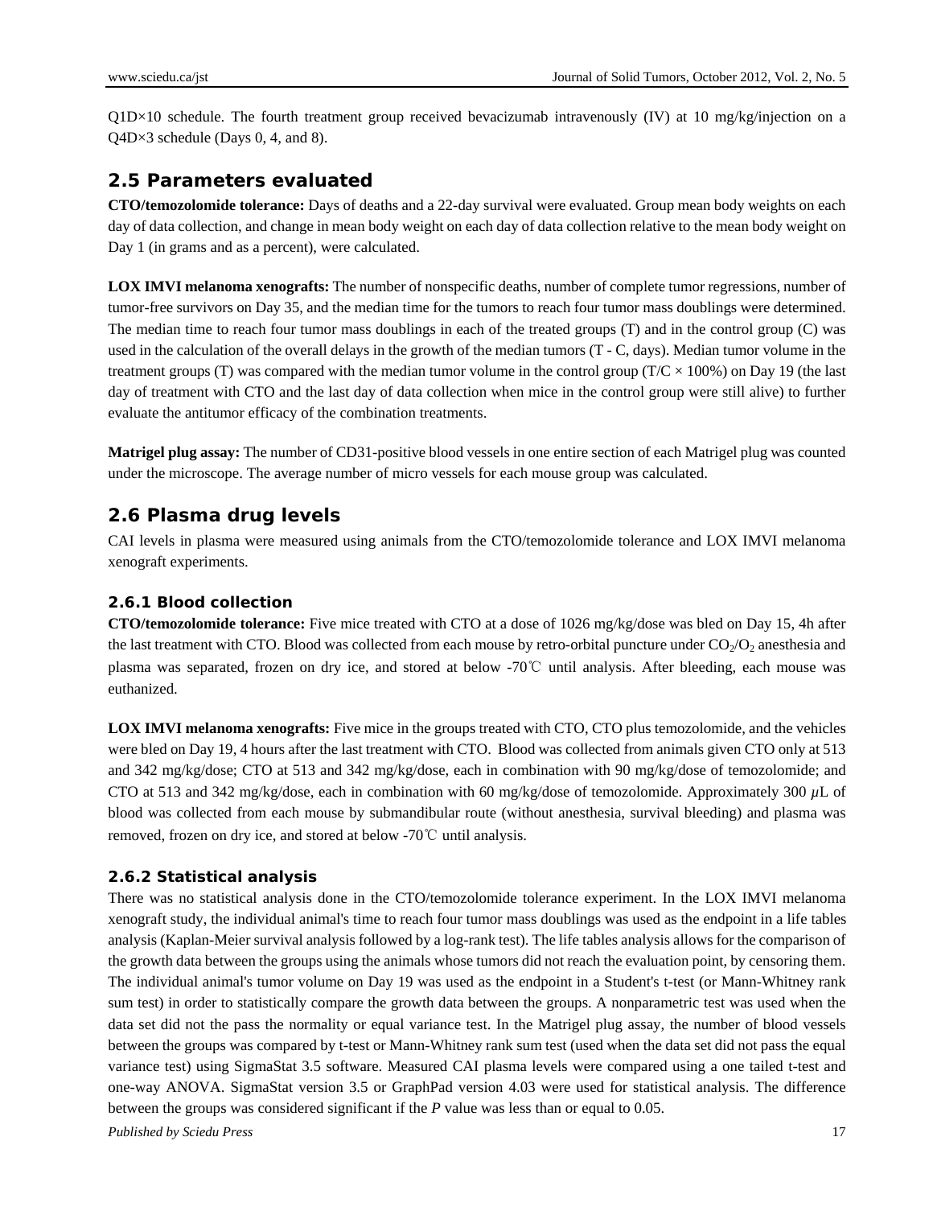Q1D×10 schedule. The fourth treatment group received bevacizumab intravenously (IV) at 10 mg/kg/injection on a Q4D×3 schedule (Days 0, 4, and 8).

## 2.5 Parameters evaluated

**CTO/temozolomide tolerance:** Days of deaths and a 22-day survival were evaluated. Group mean body weights on each day of data collection, and change in mean body weight on each day of data collection relative to the mean body weight on Day 1 (in grams and as a percent), were calculated.

**LOX IMVI melanoma xenografts:** The number of nonspecific deaths, number of complete tumor regressions, number of tumor-free survivors on Day 35, and the median time for the tumors to reach four tumor mass doublings were determined. The median time to reach four tumor mass doublings in each of the treated groups (T) and in the control group (C) was used in the calculation of the overall delays in the growth of the median tumors (T - C, days). Median tumor volume in the treatment groups (T) was compared with the median tumor volume in the control group (T/C × 100%) on Day 19 (the last day of treatment with CTO and the last day of data collection when mice in the control group were still alive) to further evaluate the antitumor efficacy of the combination treatments.

**Matrigel plug assay:** The number of CD31-positive blood vessels in one entire section of each Matrigel plug was counted under the microscope. The average number of micro vessels for each mouse group was calculated.

## 2.6 Plasma drug levels

CAI levels in plasma were measured using animals from the CTO/temozolomide tolerance and LOX IMVI melanoma xenograft experiments.

### 2.6.1 Blood collection

**CTO/temozolomide tolerance:** Five mice treated with CTO at a dose of 1026 mg/kg/dose was bled on Day 15, 4h after the last treatment with CTO. Blood was collected from each mouse by retro-orbital puncture under $CO_2/O_2$ anesthesia and plasma was separated, frozen on dry ice, and stored at below -70℃ until analysis. After bleeding, each mouse was euthanized.

**LOX IMVI melanoma xenografts:** Five mice in the groups treated with CTO, CTO plus temozolomide, and the vehicles were bled on Day 19, 4 hours after the last treatment with CTO. Blood was collected from animals given CTO only at 513 and 342 mg/kg/dose; CTO at 513 and 342 mg/kg/dose, each in combination with 90 mg/kg/dose of temozolomide; and CTO at 513 and 342 mg/kg/dose, each in combination with 60 mg/kg/dose of temozolomide. Approximately 300 $\mu$L of blood was collected from each mouse by submandibular route (without anesthesia, survival bleeding) and plasma was removed, frozen on dry ice, and stored at below -70℃ until analysis.

### 2.6.2 Statistical analysis

There was no statistical analysis done in the CTO/temozolomide tolerance experiment. In the LOX IMVI melanoma xenograft study, the individual animal's time to reach four tumor mass doublings was used as the endpoint in a life tables analysis (Kaplan-Meier survival analysis followed by a log-rank test). The life tables analysis allows for the comparison of the growth data between the groups using the animals whose tumors did not reach the evaluation point, by censoring them. The individual animal's tumor volume on Day 19 was used as the endpoint in a Student's t-test (or Mann-Whitney rank sum test) in order to statistically compare the growth data between the groups. A nonparametric test was used when the data set did not the pass the normality or equal variance test. In the Matrigel plug assay, the number of blood vessels between the groups was compared by t-test or Mann-Whitney rank sum test (used when the data set did not pass the equal variance test) using SigmaStat 3.5 software. Measured CAI plasma levels were compared using a one tailed t-test and one-way ANOVA. SigmaStat version 3.5 or GraphPad version 4.03 were used for statistical analysis. The difference between the groups was considered significant if the *P* value was less than or equal to 0.05.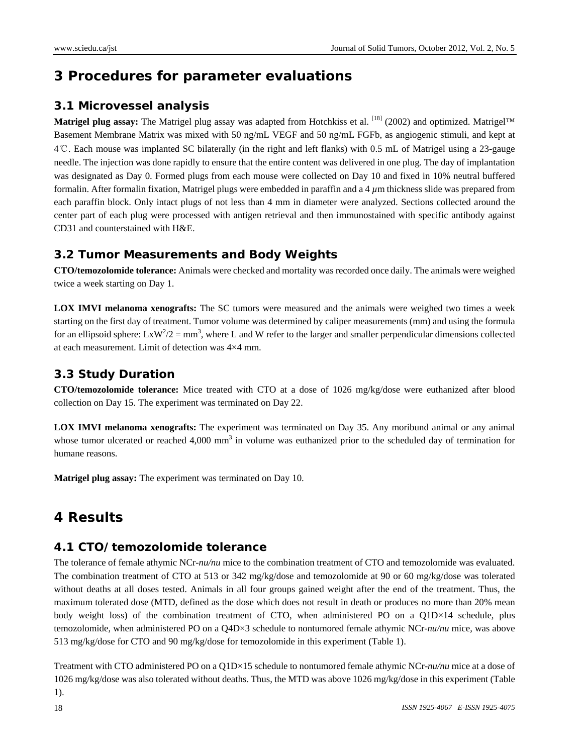## 3 Procedures for parameter evaluations

### 3.1 Microvessel analysis

**Matrigel plug assay:** The Matrigel plug assay was adapted from Hotchkiss et al. [18] (2002) and optimized. Matrigel™ Basement Membrane Matrix was mixed with 50 ng/mL VEGF and 50 ng/mL FGFb, as angiogenic stimuli, and kept at 4℃. Each mouse was implanted SC bilaterally (in the right and left flanks) with 0.5 mL of Matrigel using a 23-gauge needle. The injection was done rapidly to ensure that the entire content was delivered in one plug. The day of implantation was designated as Day 0. Formed plugs from each mouse were collected on Day 10 and fixed in 10% neutral buffered formalin. After formalin fixation, Matrigel plugs were embedded in paraffin and a 4 $\mu$m thickness slide was prepared from each paraffin block. Only intact plugs of not less than 4 mm in diameter were analyzed. Sections collected around the center part of each plug were processed with antigen retrieval and then immunostained with specific antibody against CD31 and counterstained with H&E.

### 3.2 Tumor Measurements and Body Weights

**CTO/temozolomide tolerance:** Animals were checked and mortality was recorded once daily. The animals were weighed twice a week starting on Day 1.

**LOX IMVI melanoma xenografts:** The SC tumors were measured and the animals were weighed two times a week starting on the first day of treatment. Tumor volume was determined by caliper measurements (mm) and using the formula for an ellipsoid sphere: $LxW^2/2 = mm^3$, where L and W refer to the larger and smaller perpendicular dimensions collected at each measurement. Limit of detection was 4×4 mm.

### 3.3 Study Duration

**CTO/temozolomide tolerance:** Mice treated with CTO at a dose of 1026 mg/kg/dose were euthanized after blood collection on Day 15. The experiment was terminated on Day 22.

**LOX IMVI melanoma xenografts:** The experiment was terminated on Day 35. Any moribund animal or any animal whose tumor ulcerated or reached 4,000 $mm^3$ in volume was euthanized prior to the scheduled day of termination for humane reasons.

**Matrigel plug assay:** The experiment was terminated on Day 10.

## 4 Results

### 4.1 CTO/ temozolomide tolerance

The tolerance of female athymic NCr-*nu/nu* mice to the combination treatment of CTO and temozolomide was evaluated. The combination treatment of CTO at 513 or 342 mg/kg/dose and temozolomide at 90 or 60 mg/kg/dose was tolerated without deaths at all doses tested. Animals in all four groups gained weight after the end of the treatment. Thus, the maximum tolerated dose (MTD, defined as the dose which does not result in death or produces no more than 20% mean body weight loss) of the combination treatment of CTO, when administered PO on a Q1D×14 schedule, plus temozolomide, when administered PO on a Q4D×3 schedule to nontumored female athymic NCr-*nu/nu* mice, was above 513 mg/kg/dose for CTO and 90 mg/kg/dose for temozolomide in this experiment (Table 1).

Treatment with CTO administered PO on a Q1D×15 schedule to nontumored female athymic NCr-*nu/nu* mice at a dose of 1026 mg/kg/dose was also tolerated without deaths. Thus, the MTD was above 1026 mg/kg/dose in this experiment (Table 1).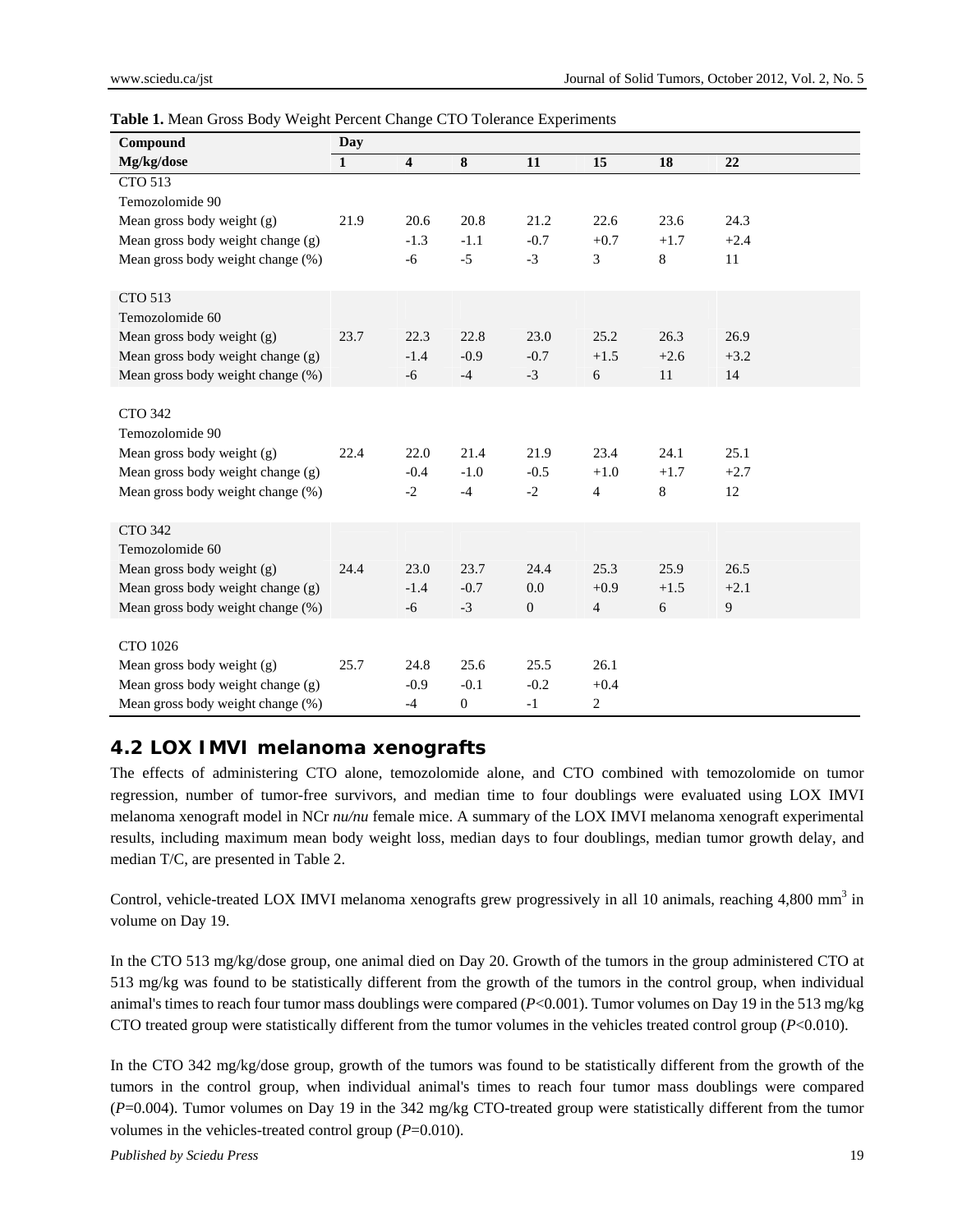**Table 1.** Mean Gross Body Weight Percent Change CTO Tolerance Experiments

| Compound | Day | | | | | | |
|---|---|---|---|---|---|---|---|
| Mg/kg/dose | 1 | 4 | 8 | 11 | 15 | 18 | 22 |
| CTO 513 | | | | | | | |
| Temozolomide 90 | | | | | | | |
| Mean gross body weight (g) | 21.9 | 20.6 | 20.8 | 21.2 | 22.6 | 23.6 | 24.3 |
| Mean gross body weight change (g) | | -1.3 | -1.1 | -0.7 | +0.7 | +1.7 | +2.4 |
| Mean gross body weight change (%) | | -6 | -5 | -3 | 3 | 8 | 11 |
| CTO 513 | | | | | | | |
| Temozolomide 60 | | | | | | | |
| Mean gross body weight (g) | 23.7 | 22.3 | 22.8 | 23.0 | 25.2 | 26.3 | 26.9 |
| Mean gross body weight change (g) | | -1.4 | -0.9 | -0.7 | +1.5 | +2.6 | +3.2 |
| Mean gross body weight change (%) | | -6 | -4 | -3 | 6 | 11 | 14 |
| CTO 342 | | | | | | | |
| Temozolomide 90 | | | | | | | |
| Mean gross body weight (g) | 22.4 | 22.0 | 21.4 | 21.9 | 23.4 | 24.1 | 25.1 |
| Mean gross body weight change (g) | | -0.4 | -1.0 | -0.5 | +1.0 | +1.7 | +2.7 |
| Mean gross body weight change (%) | | -2 | -4 | -2 | 4 | 8 | 12 |
| CTO 342 | | | | | | | |
| Temozolomide 60 | | | | | | | |
| Mean gross body weight (g) | 24.4 | 23.0 | 23.7 | 24.4 | 25.3 | 25.9 | 26.5 |
| Mean gross body weight change (g) | | -1.4 | -0.7 | 0.0 | +0.9 | +1.5 | +2.1 |
| Mean gross body weight change (%) | | -6 | -3 | 0 | 4 | 6 | 9 |
| CTO 1026 | | | | | | | |
| Mean gross body weight (g) | 25.7 | 24.8 | 25.6 | 25.5 | 26.1 | | |
| Mean gross body weight change (g) | | -0.9 | -0.1 | -0.2 | +0.4 | | |
| Mean gross body weight change (%) | | -4 | 0 | -1 | 2 | | |

## 4.2 LOX IMVI melanoma xenografts

The effects of administering CTO alone, temozolomide alone, and CTO combined with temozolomide on tumor regression, number of tumor-free survivors, and median time to four doublings were evaluated using LOX IMVI melanoma xenograft model in NCr *nu/nu* female mice. A summary of the LOX IMVI melanoma xenograft experimental results, including maximum mean body weight loss, median days to four doublings, median tumor growth delay, and median T/C, are presented in Table 2.

Control, vehicle-treated LOX IMVI melanoma xenografts grew progressively in all 10 animals, reaching 4,800 $mm^3$ in volume on Day 19.

In the CTO 513 mg/kg/dose group, one animal died on Day 20. Growth of the tumors in the group administered CTO at 513 mg/kg was found to be statistically different from the growth of the tumors in the control group, when individual animal's times to reach four tumor mass doublings were compared ($P<0.001$). Tumor volumes on Day 19 in the 513 mg/kg CTO treated group were statistically different from the tumor volumes in the vehicles treated control group ($P<0.010$).

In the CTO 342 mg/kg/dose group, growth of the tumors was found to be statistically different from the growth of the tumors in the control group, when individual animal's times to reach four tumor mass doublings were compared ($P=0.004$). Tumor volumes on Day 19 in the 342 mg/kg CTO-treated group were statistically different from the tumor volumes in the vehicles-treated control group ($P=0.010$).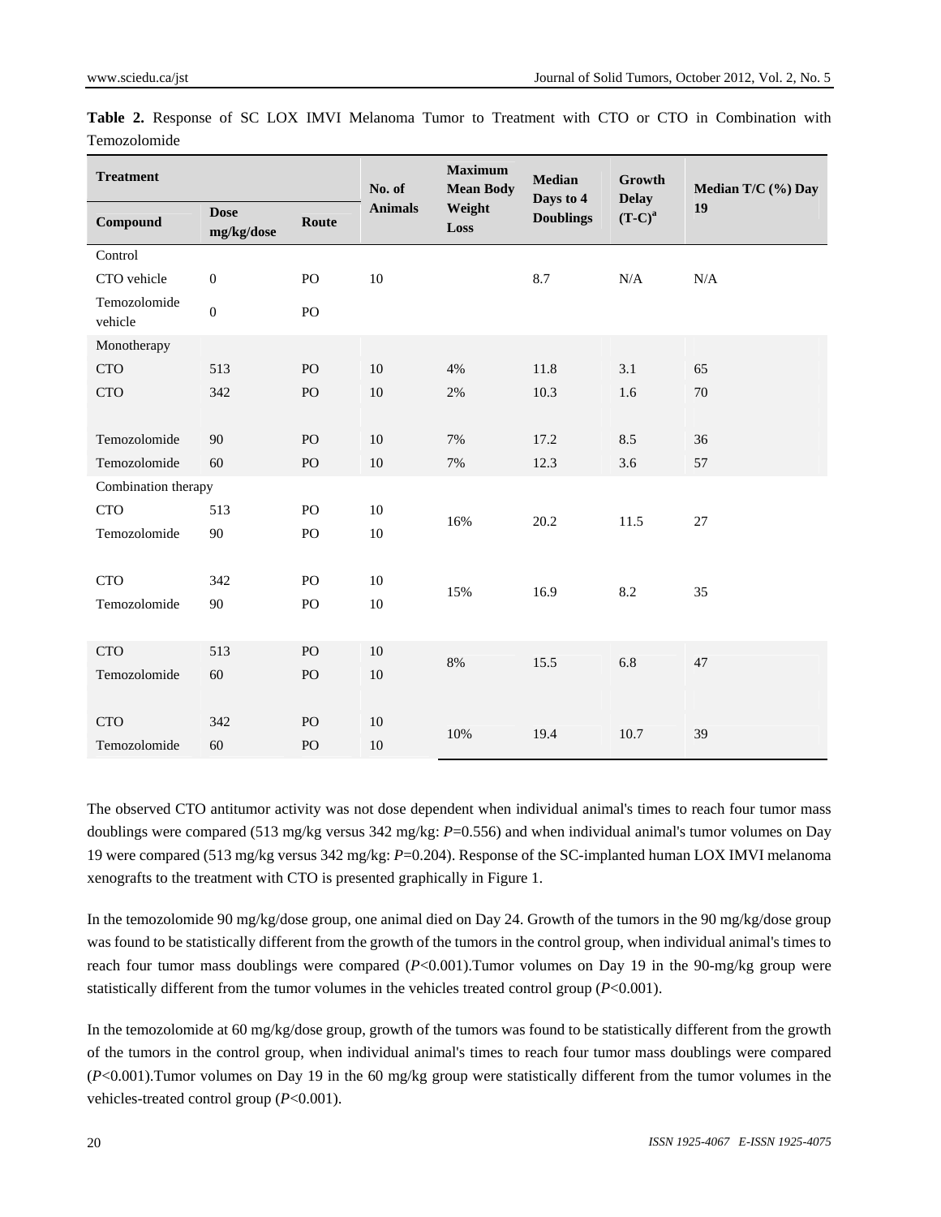**Table 2.** Response of SC LOX IMVI Melanoma Tumor to Treatment with CTO or CTO in Combination with Temozolomide

| Treatment | | | No. of Animals | Maximum Mean Body Weight Loss | Median Days to 4 Doublings | Growth Delay (T-C)[a] | Median T/C (%) Day 19 |
|---|---|---|---|---|---|---|---|
| **Compound** | **Dose mg/kg/dose** | **Route** | | | | | |
| Control | | | | | | | |
| CTO vehicle | 0 | PO | 10 | | 8.7 | N/A | N/A |
| Temozolomide vehicle | 0 | PO | | | | | |
| Monotherapy | | | | | | | |
| CTO | 513 | PO | 10 | 4% | 11.8 | 3.1 | 65 |
| CTO | 342 | PO | 10 | 2% | 10.3 | 1.6 | 70 |
| Temozolomide | 90 | PO | 10 | 7% | 17.2 | 8.5 | 36 |
| Temozolomide | 60 | PO | 10 | 7% | 12.3 | 3.6 | 57 |
| Combination therapy | | | | | | | |
| CTO | 513 | PO | 10 | 16% | 20.2 | 11.5 | 27 |
| Temozolomide | 90 | PO | 10 | | | | |
| CTO | 342 | PO | 10 | 15% | 16.9 | 8.2 | 35 |
| Temozolomide | 90 | PO | 10 | | | | |
| CTO | 513 | PO | 10 | 8% | 15.5 | 6.8 | 47 |
| Temozolomide | 60 | PO | 10 | | | | |
| CTO | 342 | PO | 10 | 10% | 19.4 | 10.7 | 39 |
| Temozolomide | 60 | PO | 10 | | | | |

The observed CTO antitumor activity was not dose dependent when individual animal's times to reach four tumor mass doublings were compared (513 mg/kg versus 342 mg/kg: $P$=0.556) and when individual animal's tumor volumes on Day 19 were compared (513 mg/kg versus 342 mg/kg: $P$=0.204). Response of the SC-implanted human LOX IMVI melanoma xenografts to the treatment with CTO is presented graphically in Figure 1.

In the temozolomide 90 mg/kg/dose group, one animal died on Day 24. Growth of the tumors in the 90 mg/kg/dose group was found to be statistically different from the growth of the tumors in the control group, when individual animal's times to reach four tumor mass doublings were compared ($P$<0.001).Tumor volumes on Day 19 in the 90-mg/kg group were statistically different from the tumor volumes in the vehicles treated control group ($P$<0.001).

In the temozolomide at 60 mg/kg/dose group, growth of the tumors was found to be statistically different from the growth of the tumors in the control group, when individual animal's times to reach four tumor mass doublings were compared ($P$<0.001).Tumor volumes on Day 19 in the 60 mg/kg group were statistically different from the tumor volumes in the vehicles-treated control group ($P$<0.001).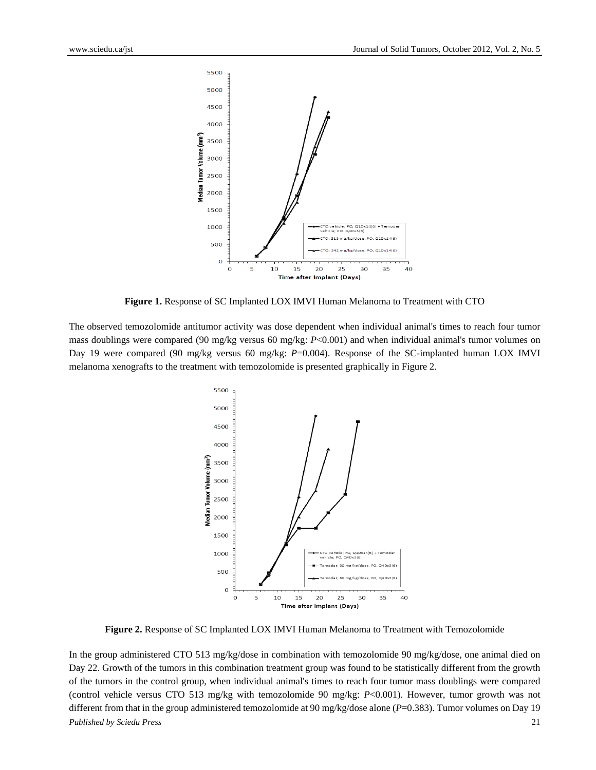**Figure 1.** Response of SC Implanted LOX IMVI Human Melanoma to Treatment with CTO

The observed temozolomide antitumor activity was dose dependent when individual animal's times to reach four tumor mass doublings were compared (90 mg/kg versus 60 mg/kg: $P<0.001$) and when individual animal's tumor volumes on Day 19 were compared (90 mg/kg versus 60 mg/kg: $P=0.004$). Response of the SC-implanted human LOX IMVI melanoma xenografts to the treatment with temozolomide is presented graphically in Figure 2.

**Figure 2.** Response of SC Implanted LOX IMVI Human Melanoma to Treatment with Temozolomide

In the group administered CTO 513 mg/kg/dose in combination with temozolomide 90 mg/kg/dose, one animal died on Day 22. Growth of the tumors in this combination treatment group was found to be statistically different from the growth of the tumors in the control group, when individual animal's times to reach four tumor mass doublings were compared (control vehicle versus CTO 513 mg/kg with temozolomide 90 mg/kg: $P<0.001$). However, tumor growth was not different from that in the group administered temozolomide at 90 mg/kg/dose alone ($P=0.383$). Tumor volumes on Day 19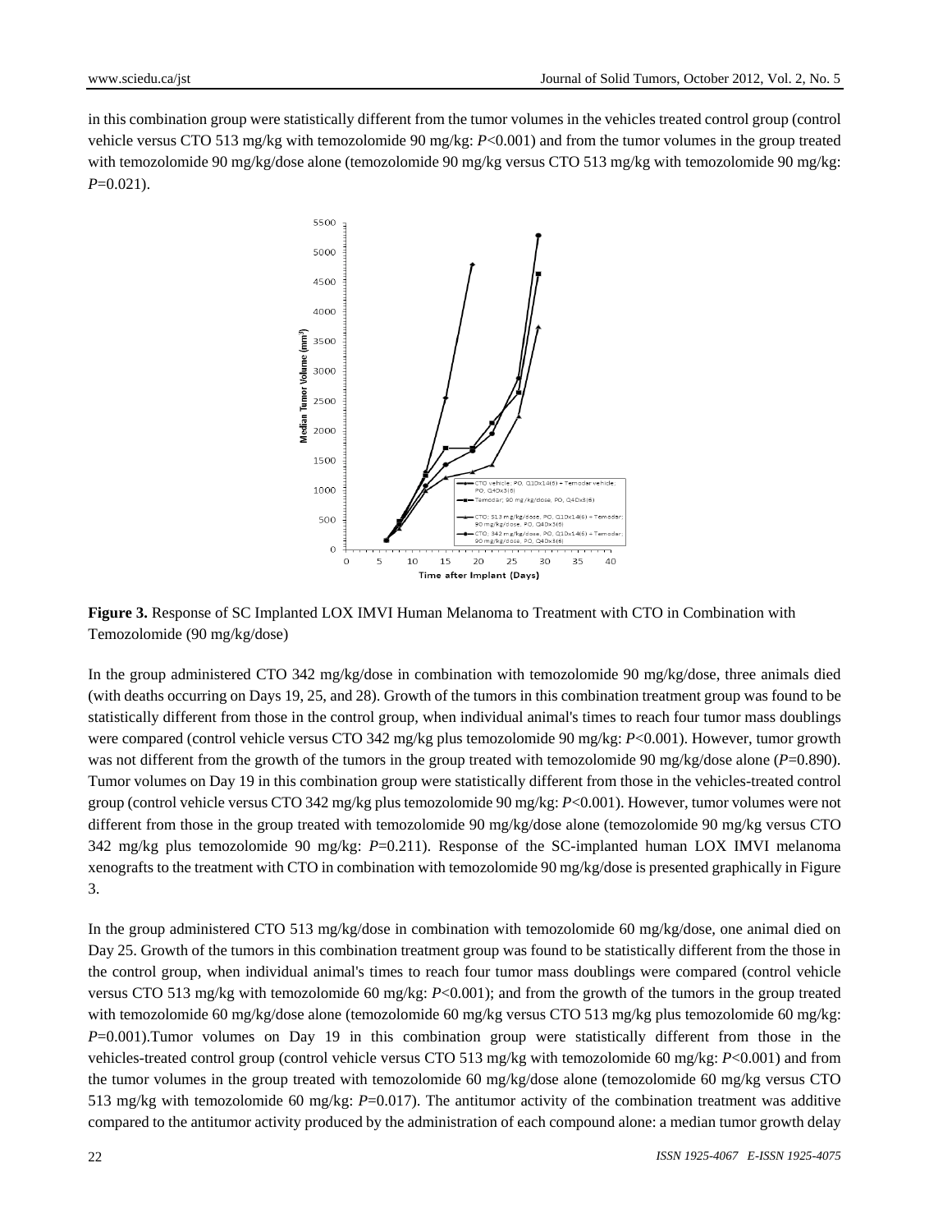in this combination group were statistically different from the tumor volumes in the vehicles treated control group (control vehicle versus CTO 513 mg/kg with temozolomide 90 mg/kg: $P<0.001$) and from the tumor volumes in the group treated with temozolomide 90 mg/kg/dose alone (temozolomide 90 mg/kg versus CTO 513 mg/kg with temozolomide 90 mg/kg: $P=0.021$).

**Figure 3.** Response of SC Implanted LOX IMVI Human Melanoma to Treatment with CTO in Combination with Temozolomide (90 mg/kg/dose)

In the group administered CTO 342 mg/kg/dose in combination with temozolomide 90 mg/kg/dose, three animals died (with deaths occurring on Days 19, 25, and 28). Growth of the tumors in this combination treatment group was found to be statistically different from those in the control group, when individual animal's times to reach four tumor mass doublings were compared (control vehicle versus CTO 342 mg/kg plus temozolomide 90 mg/kg: $P<0.001$). However, tumor growth was not different from the growth of the tumors in the group treated with temozolomide 90 mg/kg/dose alone ($P=0.890$). Tumor volumes on Day 19 in this combination group were statistically different from those in the vehicles-treated control group (control vehicle versus CTO 342 mg/kg plus temozolomide 90 mg/kg: $P<0.001$). However, tumor volumes were not different from those in the group treated with temozolomide 90 mg/kg/dose alone (temozolomide 90 mg/kg versus CTO 342 mg/kg plus temozolomide 90 mg/kg: $P=0.211$). Response of the SC-implanted human LOX IMVI melanoma xenografts to the treatment with CTO in combination with temozolomide 90 mg/kg/dose is presented graphically in Figure 3.

In the group administered CTO 513 mg/kg/dose in combination with temozolomide 60 mg/kg/dose, one animal died on Day 25. Growth of the tumors in this combination treatment group was found to be statistically different from the those in the control group, when individual animal's times to reach four tumor mass doublings were compared (control vehicle versus CTO 513 mg/kg with temozolomide 60 mg/kg: $P<0.001$); and from the growth of the tumors in the group treated with temozolomide 60 mg/kg/dose alone (temozolomide 60 mg/kg versus CTO 513 mg/kg plus temozolomide 60 mg/kg: $P=0.001$).Tumor volumes on Day 19 in this combination group were statistically different from those in the vehicles-treated control group (control vehicle versus CTO 513 mg/kg with temozolomide 60 mg/kg: $P<0.001$) and from the tumor volumes in the group treated with temozolomide 60 mg/kg/dose alone (temozolomide 60 mg/kg versus CTO 513 mg/kg with temozolomide 60 mg/kg: $P=0.017$). The antitumor activity of the combination treatment was additive compared to the antitumor activity produced by the administration of each compound alone: a median tumor growth delay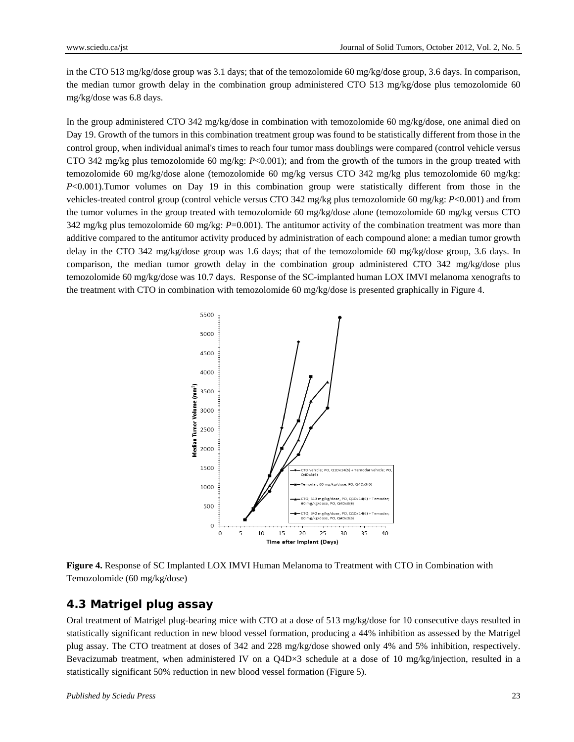in the CTO 513 mg/kg/dose group was 3.1 days; that of the temozolomide 60 mg/kg/dose group, 3.6 days. In comparison, the median tumor growth delay in the combination group administered CTO 513 mg/kg/dose plus temozolomide 60 mg/kg/dose was 6.8 days.

In the group administered CTO 342 mg/kg/dose in combination with temozolomide 60 mg/kg/dose, one animal died on Day 19. Growth of the tumors in this combination treatment group was found to be statistically different from those in the control group, when individual animal's times to reach four tumor mass doublings were compared (control vehicle versus CTO 342 mg/kg plus temozolomide 60 mg/kg: $P<0.001$); and from the growth of the tumors in the group treated with temozolomide 60 mg/kg/dose alone (temozolomide 60 mg/kg versus CTO 342 mg/kg plus temozolomide 60 mg/kg: $P<0.001$).Tumor volumes on Day 19 in this combination group were statistically different from those in the vehicles-treated control group (control vehicle versus CTO 342 mg/kg plus temozolomide 60 mg/kg: $P<0.001$) and from the tumor volumes in the group treated with temozolomide 60 mg/kg/dose alone (temozolomide 60 mg/kg versus CTO 342 mg/kg plus temozolomide 60 mg/kg: $P=0.001$). The antitumor activity of the combination treatment was more than additive compared to the antitumor activity produced by administration of each compound alone: a median tumor growth delay in the CTO 342 mg/kg/dose group was 1.6 days; that of the temozolomide 60 mg/kg/dose group, 3.6 days. In comparison, the median tumor growth delay in the combination group administered CTO 342 mg/kg/dose plus temozolomide 60 mg/kg/dose was 10.7 days. Response of the SC-implanted human LOX IMVI melanoma xenografts to the treatment with CTO in combination with temozolomide 60 mg/kg/dose is presented graphically in Figure 4.

**Figure 4.** Response of SC Implanted LOX IMVI Human Melanoma to Treatment with CTO in Combination with Temozolomide (60 mg/kg/dose)

## 4.3 Matrigel plug assay

Oral treatment of Matrigel plug-bearing mice with CTO at a dose of 513 mg/kg/dose for 10 consecutive days resulted in statistically significant reduction in new blood vessel formation, producing a 44% inhibition as assessed by the Matrigel plug assay. The CTO treatment at doses of 342 and 228 mg/kg/dose showed only 4% and 5% inhibition, respectively. Bevacizumab treatment, when administered IV on a Q4D×3 schedule at a dose of 10 mg/kg/injection, resulted in a statistically significant 50% reduction in new blood vessel formation (Figure 5).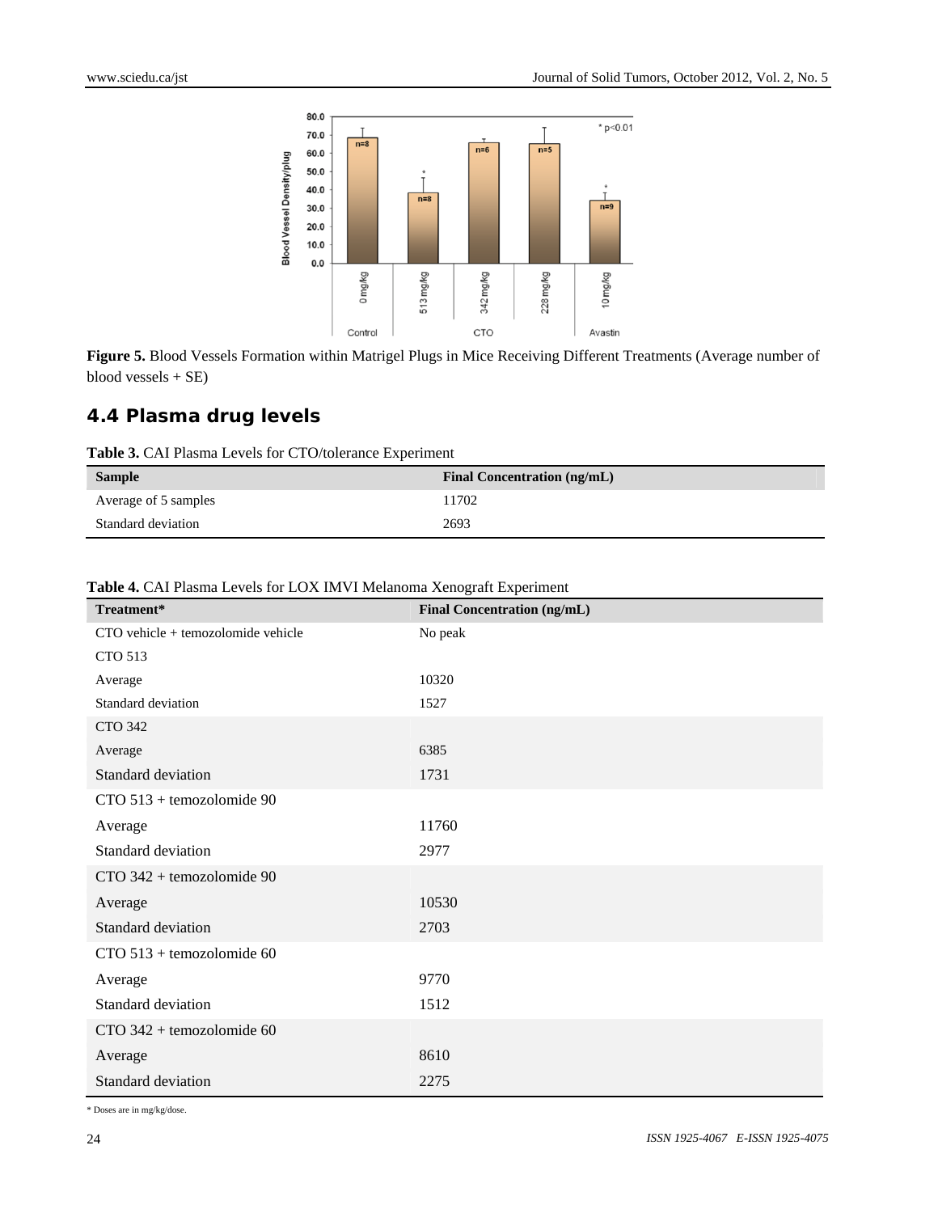Figure 5. Blood Vessels Formation within Matrigel Plugs in Mice Receiving Different Treatments (Average number of blood vessels + SE)

## 4.4 Plasma drug levels

**Table 3.** CAI Plasma Levels for CTO/tolerance Experiment

| Sample | Final Concentration (ng/mL) |
| --- | --- |
| Average of 5 samples | 11702 |
| Standard deviation | 2693 |

**Table 4.** CAI Plasma Levels for LOX IMVI Melanoma Xenograft Experiment

| Treatment* | Final Concentration (ng/mL) |
| --- | --- |
| CTO vehicle + temozolomide vehicle | No peak |
| CTO 513 | |
| Average | 10320 |
| Standard deviation | 1527 |
| CTO 342 | |
| Average | 6385 |
| Standard deviation | 1731 |
| CTO 513 + temozolomide 90 | |
| Average | 11760 |
| Standard deviation | 2977 |
| CTO 342 + temozolomide 90 | |
| Average | 10530 |
| Standard deviation | 2703 |
| CTO 513 + temozolomide 60 | |
| Average | 9770 |
| Standard deviation | 1512 |
| CTO 342 + temozolomide 60 | |
| Average | 8610 |
| Standard deviation | 2275 |

* Doses are in mg/kg/dose.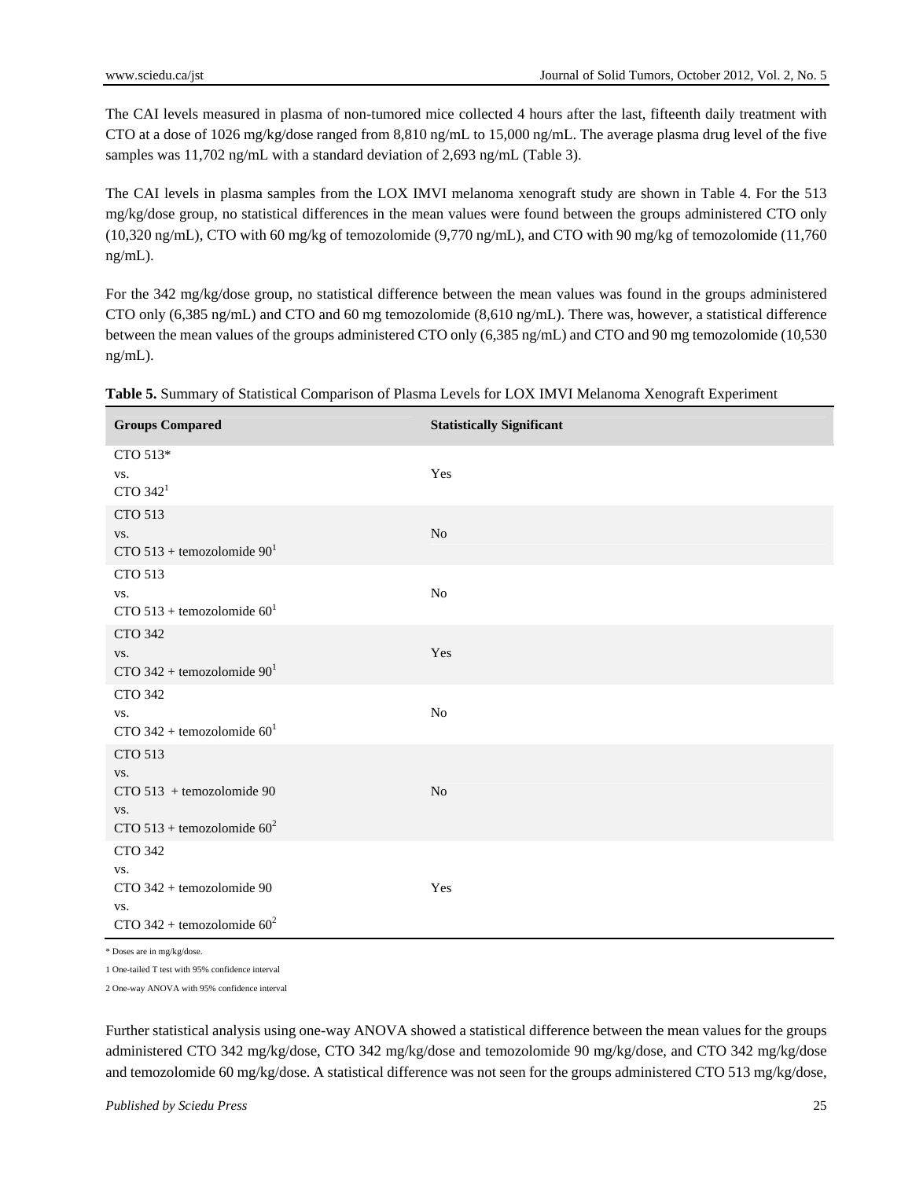The CAI levels measured in plasma of non-tumored mice collected 4 hours after the last, fifteenth daily treatment with CTO at a dose of 1026 mg/kg/dose ranged from 8,810 ng/mL to 15,000 ng/mL. The average plasma drug level of the five samples was 11,702 ng/mL with a standard deviation of 2,693 ng/mL (Table 3).

The CAI levels in plasma samples from the LOX IMVI melanoma xenograft study are shown in Table 4. For the 513 mg/kg/dose group, no statistical differences in the mean values were found between the groups administered CTO only (10,320 ng/mL), CTO with 60 mg/kg of temozolomide (9,770 ng/mL), and CTO with 90 mg/kg of temozolomide (11,760 ng/mL).

For the 342 mg/kg/dose group, no statistical difference between the mean values was found in the groups administered CTO only (6,385 ng/mL) and CTO and 60 mg temozolomide (8,610 ng/mL). There was, however, a statistical difference between the mean values of the groups administered CTO only (6,385 ng/mL) and CTO and 90 mg temozolomide (10,530 ng/mL).

**Table 5.** Summary of Statistical Comparison of Plasma Levels for LOX IMVI Melanoma Xenograft Experiment

| Groups Compared | Statistically Significant |
|---|---|
| CTO 513* vs. CTO 342[1] | Yes |
| CTO 513 vs. CTO 513 + temozolomide 90[1] | No |
| CTO 513 vs. CTO 513 + temozolomide 60[1] | No |
| CTO 342 vs. CTO 342 + temozolomide 90[1] | Yes |
| CTO 342 vs. CTO 342 + temozolomide 60[1] | No |
| CTO 513 vs. CTO 513 + temozolomide 90 vs. CTO 513 + temozolomide 60[2] | No |
| CTO 342 vs. CTO 342 + temozolomide 90 vs. CTO 342 + temozolomide 60[2] | Yes |

\* Doses are in mg/kg/dose.

1 One-tailed T test with 95% confidence interval

2 One-way ANOVA with 95% confidence interval

Further statistical analysis using one-way ANOVA showed a statistical difference between the mean values for the groups administered CTO 342 mg/kg/dose, CTO 342 mg/kg/dose and temozolomide 90 mg/kg/dose, and CTO 342 mg/kg/dose and temozolomide 60 mg/kg/dose. A statistical difference was not seen for the groups administered CTO 513 mg/kg/dose,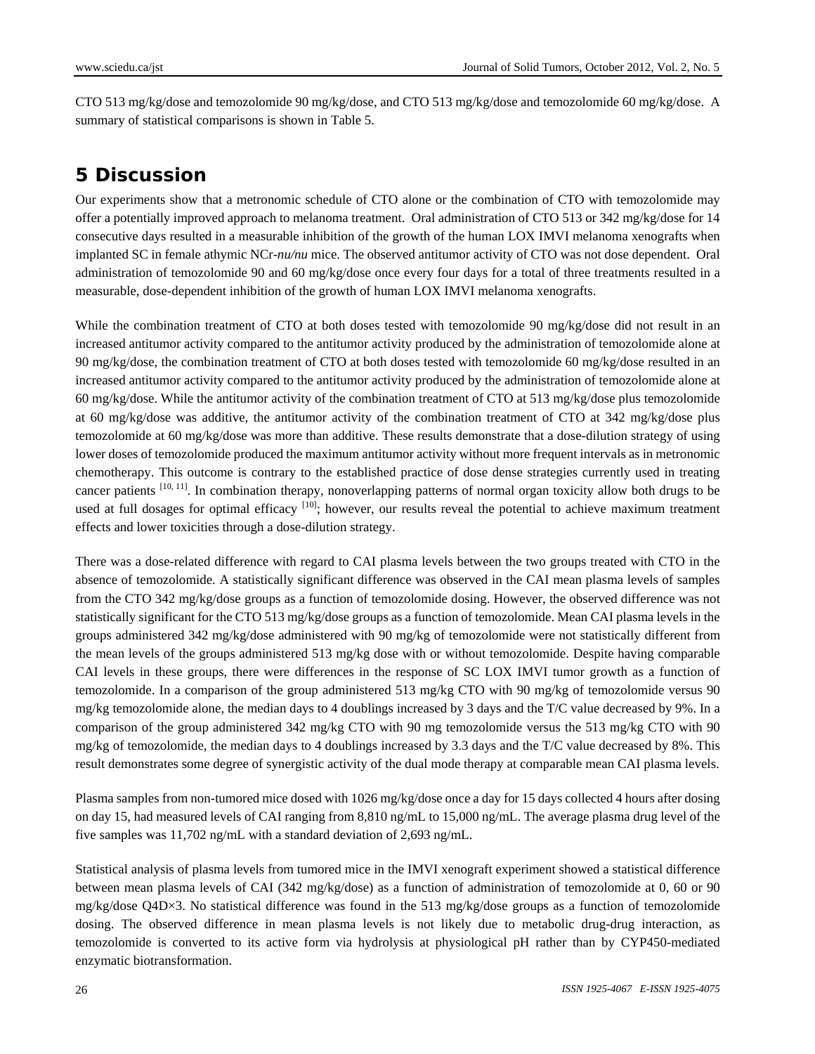CTO 513 mg/kg/dose and temozolomide 90 mg/kg/dose, and CTO 513 mg/kg/dose and temozolomide 60 mg/kg/dose. A summary of statistical comparisons is shown in Table 5.

## 5 Discussion

Our experiments show that a metronomic schedule of CTO alone or the combination of CTO with temozolomide may offer a potentially improved approach to melanoma treatment. Oral administration of CTO 513 or 342 mg/kg/dose for 14 consecutive days resulted in a measurable inhibition of the growth of the human LOX IMVI melanoma xenografts when implanted SC in female athymic NCr-*nu/nu* mice. The observed antitumor activity of CTO was not dose dependent. Oral administration of temozolomide 90 and 60 mg/kg/dose once every four days for a total of three treatments resulted in a measurable, dose-dependent inhibition of the growth of human LOX IMVI melanoma xenografts.

While the combination treatment of CTO at both doses tested with temozolomide 90 mg/kg/dose did not result in an increased antitumor activity compared to the antitumor activity produced by the administration of temozolomide alone at 90 mg/kg/dose, the combination treatment of CTO at both doses tested with temozolomide 60 mg/kg/dose resulted in an increased antitumor activity compared to the antitumor activity produced by the administration of temozolomide alone at 60 mg/kg/dose. While the antitumor activity of the combination treatment of CTO at 513 mg/kg/dose plus temozolomide at 60 mg/kg/dose was additive, the antitumor activity of the combination treatment of CTO at 342 mg/kg/dose plus temozolomide at 60 mg/kg/dose was more than additive. These results demonstrate that a dose-dilution strategy of using lower doses of temozolomide produced the maximum antitumor activity without more frequent intervals as in metronomic chemotherapy. This outcome is contrary to the established practice of dose dense strategies currently used in treating cancer patients [10, 11]. In combination therapy, nonoverlapping patterns of normal organ toxicity allow both drugs to be used at full dosages for optimal efficacy [10]; however, our results reveal the potential to achieve maximum treatment effects and lower toxicities through a dose-dilution strategy.

There was a dose-related difference with regard to CAI plasma levels between the two groups treated with CTO in the absence of temozolomide. A statistically significant difference was observed in the CAI mean plasma levels of samples from the CTO 342 mg/kg/dose groups as a function of temozolomide dosing. However, the observed difference was not statistically significant for the CTO 513 mg/kg/dose groups as a function of temozolomide. Mean CAI plasma levels in the groups administered 342 mg/kg/dose administered with 90 mg/kg of temozolomide were not statistically different from the mean levels of the groups administered 513 mg/kg dose with or without temozolomide. Despite having comparable CAI levels in these groups, there were differences in the response of SC LOX IMVI tumor growth as a function of temozolomide. In a comparison of the group administered 513 mg/kg CTO with 90 mg/kg of temozolomide versus 90 mg/kg temozolomide alone, the median days to 4 doublings increased by 3 days and the T/C value decreased by 9%. In a comparison of the group administered 342 mg/kg CTO with 90 mg temozolomide versus the 513 mg/kg CTO with 90 mg/kg of temozolomide, the median days to 4 doublings increased by 3.3 days and the T/C value decreased by 8%. This result demonstrates some degree of synergistic activity of the dual mode therapy at comparable mean CAI plasma levels.

Plasma samples from non-tumored mice dosed with 1026 mg/kg/dose once a day for 15 days collected 4 hours after dosing on day 15, had measured levels of CAI ranging from 8,810 ng/mL to 15,000 ng/mL. The average plasma drug level of the five samples was 11,702 ng/mL with a standard deviation of 2,693 ng/mL.

Statistical analysis of plasma levels from tumored mice in the IMVI xenograft experiment showed a statistical difference between mean plasma levels of CAI (342 mg/kg/dose) as a function of administration of temozolomide at 0, 60 or 90 mg/kg/dose Q4D×3. No statistical difference was found in the 513 mg/kg/dose groups as a function of temozolomide dosing. The observed difference in mean plasma levels is not likely due to metabolic drug-drug interaction, as temozolomide is converted to its active form via hydrolysis at physiological pH rather than by CYP450-mediated enzymatic biotransformation.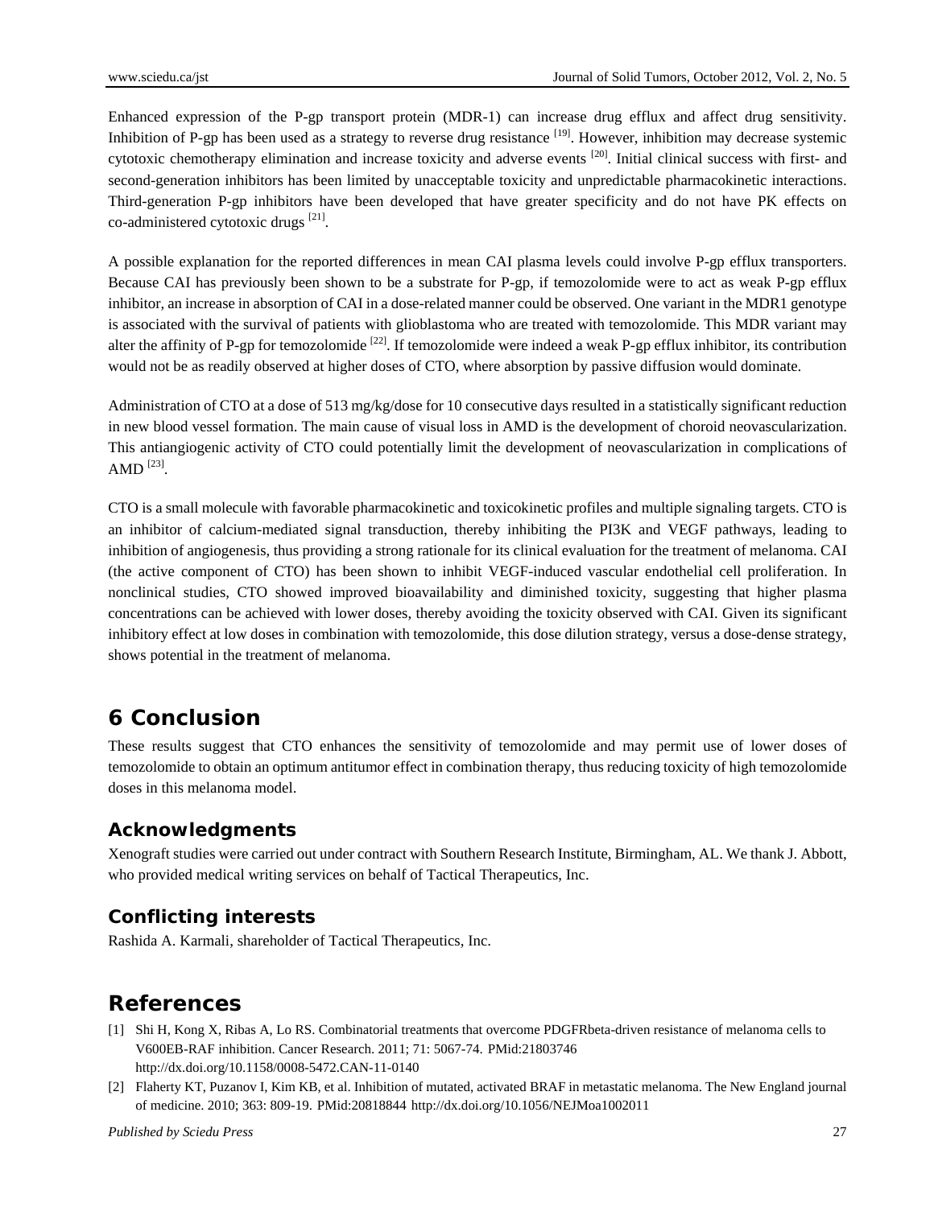Enhanced expression of the P-gp transport protein (MDR-1) can increase drug efflux and affect drug sensitivity. Inhibition of P-gp has been used as a strategy to reverse drug resistance [19]. However, inhibition may decrease systemic cytotoxic chemotherapy elimination and increase toxicity and adverse events [20]. Initial clinical success with first- and second-generation inhibitors has been limited by unacceptable toxicity and unpredictable pharmacokinetic interactions. Third-generation P-gp inhibitors have been developed that have greater specificity and do not have PK effects on co-administered cytotoxic drugs [21].

A possible explanation for the reported differences in mean CAI plasma levels could involve P-gp efflux transporters. Because CAI has previously been shown to be a substrate for P-gp, if temozolomide were to act as weak P-gp efflux inhibitor, an increase in absorption of CAI in a dose-related manner could be observed. One variant in the MDR1 genotype is associated with the survival of patients with glioblastoma who are treated with temozolomide. This MDR variant may alter the affinity of P-gp for temozolomide [22]. If temozolomide were indeed a weak P-gp efflux inhibitor, its contribution would not be as readily observed at higher doses of CTO, where absorption by passive diffusion would dominate.

Administration of CTO at a dose of 513 mg/kg/dose for 10 consecutive days resulted in a statistically significant reduction in new blood vessel formation. The main cause of visual loss in AMD is the development of choroid neovascularization. This antiangiogenic activity of CTO could potentially limit the development of neovascularization in complications of AMD [23].

CTO is a small molecule with favorable pharmacokinetic and toxicokinetic profiles and multiple signaling targets. CTO is an inhibitor of calcium-mediated signal transduction, thereby inhibiting the PI3K and VEGF pathways, leading to inhibition of angiogenesis, thus providing a strong rationale for its clinical evaluation for the treatment of melanoma. CAI (the active component of CTO) has been shown to inhibit VEGF-induced vascular endothelial cell proliferation. In nonclinical studies, CTO showed improved bioavailability and diminished toxicity, suggesting that higher plasma concentrations can be achieved with lower doses, thereby avoiding the toxicity observed with CAI. Given its significant inhibitory effect at low doses in combination with temozolomide, this dose dilution strategy, versus a dose-dense strategy, shows potential in the treatment of melanoma.

# 6 Conclusion

These results suggest that CTO enhances the sensitivity of temozolomide and may permit use of lower doses of temozolomide to obtain an optimum antitumor effect in combination therapy, thus reducing toxicity of high temozolomide doses in this melanoma model.

## Acknowledgments

Xenograft studies were carried out under contract with Southern Research Institute, Birmingham, AL. We thank J. Abbott, who provided medical writing services on behalf of Tactical Therapeutics, Inc.

## Conflicting interests

Rashida A. Karmali, shareholder of Tactical Therapeutics, Inc.

# References

[1] Shi H, Kong X, Ribas A, Lo RS. Combinatorial treatments that overcome PDGFRbeta-driven resistance of melanoma cells to V600EB-RAF inhibition. Cancer Research. 2011; 71: 5067-74. PMid:21803746 http://dx.doi.org/10.1158/0008-5472.CAN-11-0140

[2] Flaherty KT, Puzanov I, Kim KB, et al. Inhibition of mutated, activated BRAF in metastatic melanoma. The New England journal of medicine. 2010; 363: 809-19. PMid:20818844 http://dx.doi.org/10.1056/NEJMoa1002011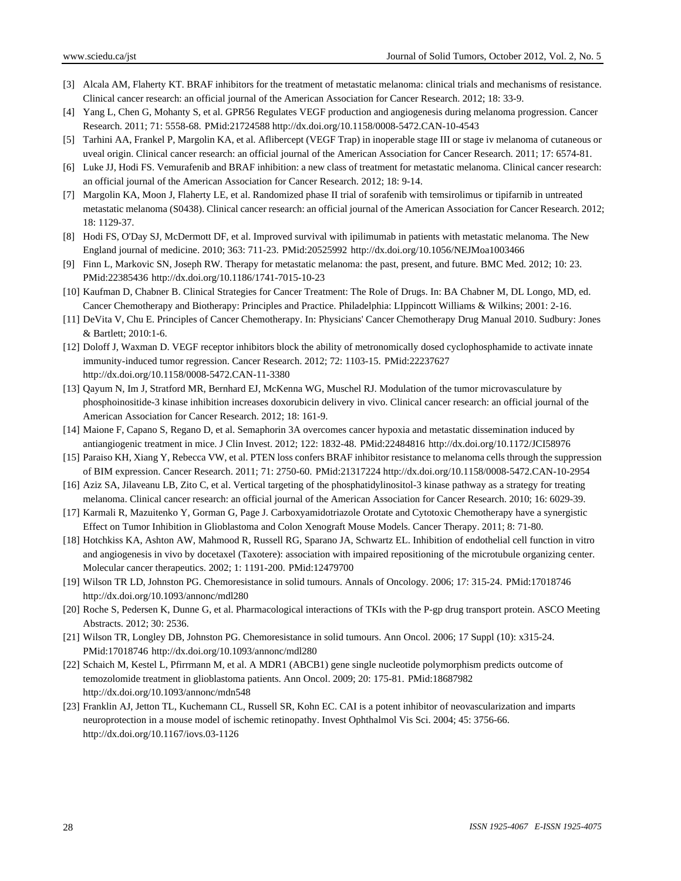[3] Alcala AM, Flaherty KT. BRAF inhibitors for the treatment of metastatic melanoma: clinical trials and mechanisms of resistance. Clinical cancer research: an official journal of the American Association for Cancer Research. 2012; 18: 33-9.

[4] Yang L, Chen G, Mohanty S, et al. GPR56 Regulates VEGF production and angiogenesis during melanoma progression. Cancer Research. 2011; 71: 5558-68. PMid:21724588 http://dx.doi.org/10.1158/0008-5472.CAN-10-4543

[5] Tarhini AA, Frankel P, Margolin KA, et al. Aflibercept (VEGF Trap) in inoperable stage III or stage iv melanoma of cutaneous or uveal origin. Clinical cancer research: an official journal of the American Association for Cancer Research. 2011; 17: 6574-81.

[6] Luke JJ, Hodi FS. Vemurafenib and BRAF inhibition: a new class of treatment for metastatic melanoma. Clinical cancer research: an official journal of the American Association for Cancer Research. 2012; 18: 9-14.

[7] Margolin KA, Moon J, Flaherty LE, et al. Randomized phase II trial of sorafenib with temsirolimus or tipifarnib in untreated metastatic melanoma (S0438). Clinical cancer research: an official journal of the American Association for Cancer Research. 2012; 18: 1129-37.

[8] Hodi FS, O'Day SJ, McDermott DF, et al. Improved survival with ipilimumab in patients with metastatic melanoma. The New England journal of medicine. 2010; 363: 711-23. PMid:20525992 http://dx.doi.org/10.1056/NEJMoa1003466

[9] Finn L, Markovic SN, Joseph RW. Therapy for metastatic melanoma: the past, present, and future. BMC Med. 2012; 10: 23. PMid:22385436 http://dx.doi.org/10.1186/1741-7015-10-23

[10] Kaufman D, Chabner B. Clinical Strategies for Cancer Treatment: The Role of Drugs. In: BA Chabner M, DL Longo, MD, ed. Cancer Chemotherapy and Biotherapy: Principles and Practice. Philadelphia: LIppincott Williams & Wilkins; 2001: 2-16.

[11] DeVita V, Chu E. Principles of Cancer Chemotherapy. In: Physicians' Cancer Chemotherapy Drug Manual 2010. Sudbury: Jones & Bartlett; 2010:1-6.

[12] Doloff J, Waxman D. VEGF receptor inhibitors block the ability of metronomically dosed cyclophosphamide to activate innate immunity-induced tumor regression. Cancer Research. 2012; 72: 1103-15. PMid:22237627 http://dx.doi.org/10.1158/0008-5472.CAN-11-3380

[13] Qayum N, Im J, Stratford MR, Bernhard EJ, McKenna WG, Muschel RJ. Modulation of the tumor microvasculature by phosphoinositide-3 kinase inhibition increases doxorubicin delivery in vivo. Clinical cancer research: an official journal of the American Association for Cancer Research. 2012; 18: 161-9.

[14] Maione F, Capano S, Regano D, et al. Semaphorin 3A overcomes cancer hypoxia and metastatic dissemination induced by antiangiogenic treatment in mice. J Clin Invest. 2012; 122: 1832-48. PMid:22484816 http://dx.doi.org/10.1172/JCI58976

[15] Paraiso KH, Xiang Y, Rebecca VW, et al. PTEN loss confers BRAF inhibitor resistance to melanoma cells through the suppression of BIM expression. Cancer Research. 2011; 71: 2750-60. PMid:21317224 http://dx.doi.org/10.1158/0008-5472.CAN-10-2954

[16] Aziz SA, Jilaveanu LB, Zito C, et al. Vertical targeting of the phosphatidylinositol-3 kinase pathway as a strategy for treating melanoma. Clinical cancer research: an official journal of the American Association for Cancer Research. 2010; 16: 6029-39.

[17] Karmali R, Mazuitenko Y, Gorman G, Page J. Carboxyamidotriazole Orotate and Cytotoxic Chemotherapy have a synergistic Effect on Tumor Inhibition in Glioblastoma and Colon Xenograft Mouse Models. Cancer Therapy. 2011; 8: 71-80.

[18] Hotchkiss KA, Ashton AW, Mahmood R, Russell RG, Sparano JA, Schwartz EL. Inhibition of endothelial cell function in vitro and angiogenesis in vivo by docetaxel (Taxotere): association with impaired repositioning of the microtubule organizing center. Molecular cancer therapeutics. 2002; 1: 1191-200. PMid:12479700

[19] Wilson TR LD, Johnston PG. Chemoresistance in solid tumours. Annals of Oncology. 2006; 17: 315-24. PMid:17018746 http://dx.doi.org/10.1093/annonc/mdl280

[20] Roche S, Pedersen K, Dunne G, et al. Pharmacological interactions of TKIs with the P-gp drug transport protein. ASCO Meeting Abstracts. 2012; 30: 2536.

[21] Wilson TR, Longley DB, Johnston PG. Chemoresistance in solid tumours. Ann Oncol. 2006; 17 Suppl (10): x315-24. PMid:17018746 http://dx.doi.org/10.1093/annonc/mdl280

[22] Schaich M, Kestel L, Pfirrmann M, et al. A MDR1 (ABCB1) gene single nucleotide polymorphism predicts outcome of temozolomide treatment in glioblastoma patients. Ann Oncol. 2009; 20: 175-81. PMid:18687982 http://dx.doi.org/10.1093/annonc/mdn548

[23] Franklin AJ, Jetton TL, Kuchemann CL, Russell SR, Kohn EC. CAI is a potent inhibitor of neovascularization and imparts neuroprotection in a mouse model of ischemic retinopathy. Invest Ophthalmol Vis Sci. 2004; 45: 3756-66. http://dx.doi.org/10.1167/iovs.03-1126